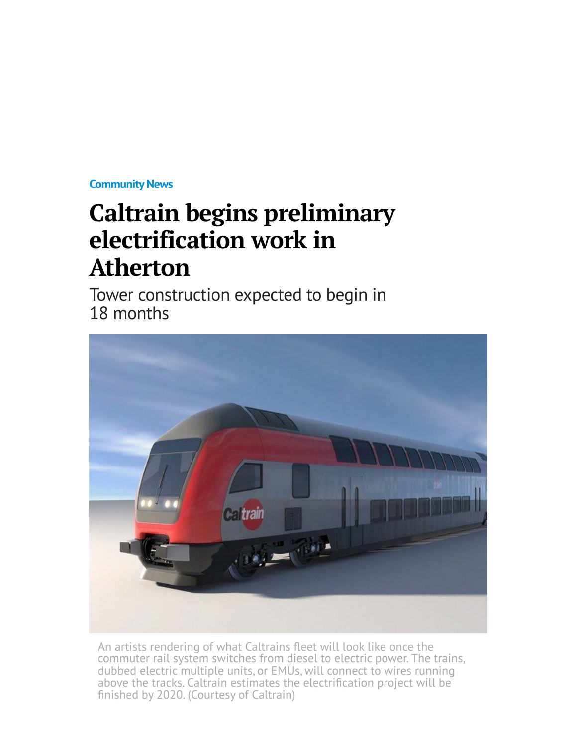Community News

# Caltrain begins preliminary electrification work in Atherton

## Tower construction expected to begin in 18 months

An artists rendering of what Caltrains fleet will look like once the commuter rail system switches from diesel to electric power. The trains, dubbed electric multiple units, or EMUs, will connect to wires running above the tracks. Caltrain estimates the electrification project will be finished by 2020. (Courtesy of Caltrain)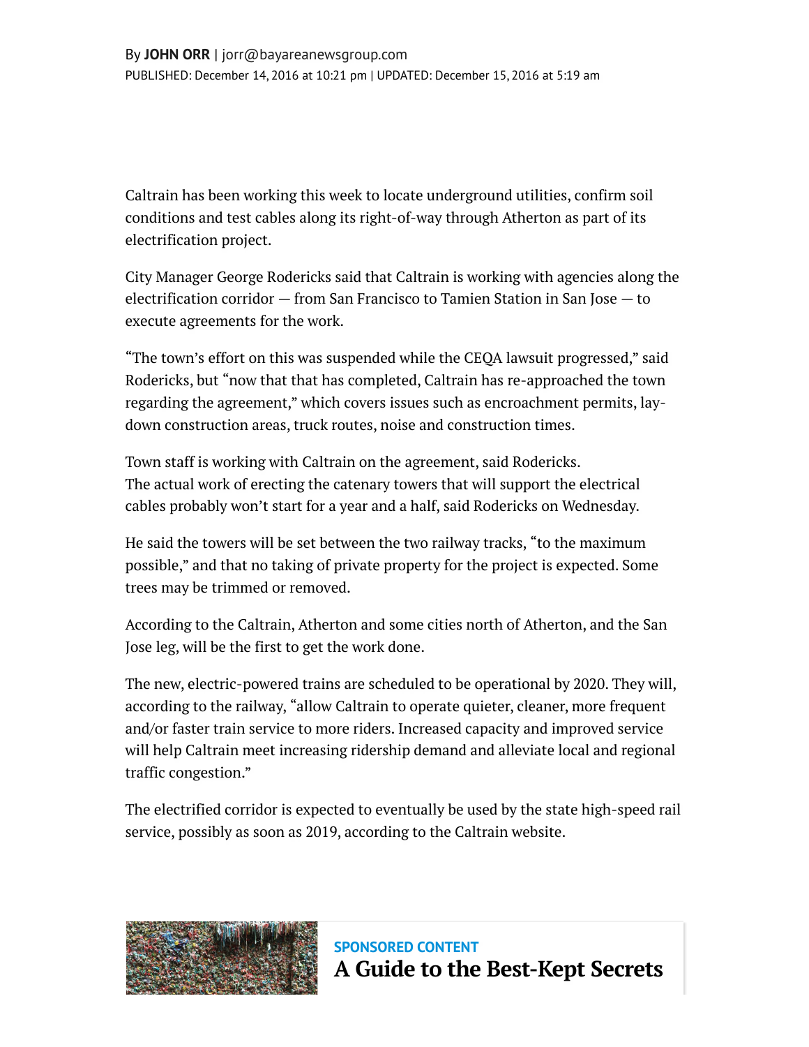By **JOHN ORR** | jorr@bayareanewsgroup.com
PUBLISHED: December 14, 2016 at 10:21 pm | UPDATED: December 15, 2016 at 5:19 am

Caltrain has been working this week to locate underground utilities, confirm soil conditions and test cables along its right-of-way through Atherton as part of its electrification project.

City Manager George Rodericks said that Caltrain is working with agencies along the electrification corridor — from San Francisco to Tamien Station in San Jose — to execute agreements for the work.

"The town's effort on this was suspended while the CEQA lawsuit progressed," said Rodericks, but "now that that has completed, Caltrain has re-approached the town regarding the agreement," which covers issues such as encroachment permits, lay-down construction areas, truck routes, noise and construction times.

Town staff is working with Caltrain on the agreement, said Rodericks.
The actual work of erecting the catenary towers that will support the electrical cables probably won't start for a year and a half, said Rodericks on Wednesday.

He said the towers will be set between the two railway tracks, "to the maximum possible," and that no taking of private property for the project is expected. Some trees may be trimmed or removed.

According to the Caltrain, Atherton and some cities north of Atherton, and the San Jose leg, will be the first to get the work done.

The new, electric-powered trains are scheduled to be operational by 2020. They will, according to the railway, "allow Caltrain to operate quieter, cleaner, more frequent and/or faster train service to more riders. Increased capacity and improved service will help Caltrain meet increasing ridership demand and alleviate local and regional traffic congestion."

The electrified corridor is expected to eventually be used by the state high-speed rail service, possibly as soon as 2019, according to the Caltrain website.

SPONSORED CONTENT

**A Guide to the Best-Kept Secrets**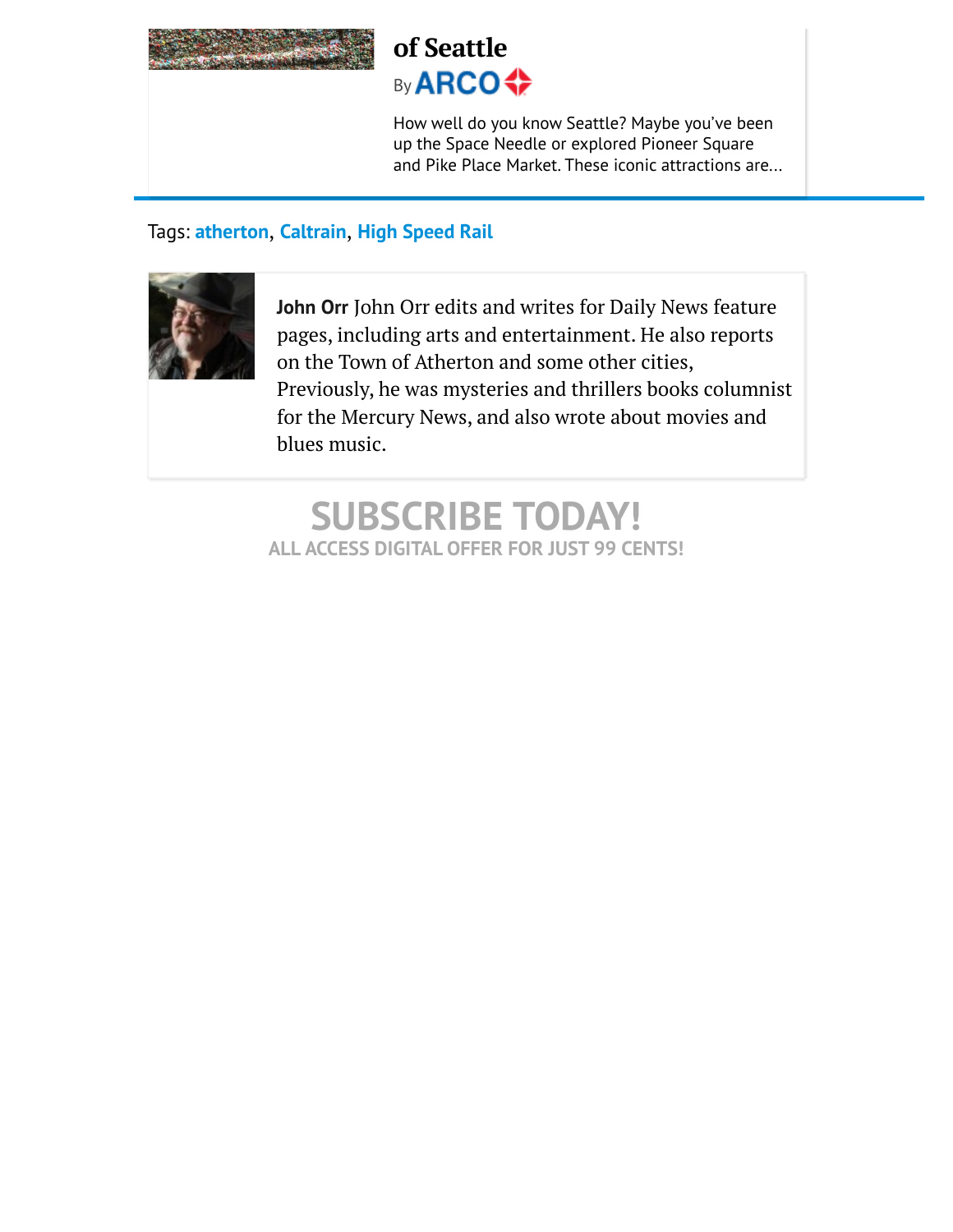**of Seattle**

By ARCO

How well do you know Seattle? Maybe you've been up the Space Needle or explored Pioneer Square and Pike Place Market. These iconic attractions are...

Tags: atherton, Caltrain, High Speed Rail

**John Orr** John Orr edits and writes for Daily News feature pages, including arts and entertainment. He also reports on the Town of Atherton and some other cities, Previously, he was mysteries and thrillers books columnist for the Mercury News, and also wrote about movies and blues music.

**SUBSCRIBE TODAY!**

ALL ACCESS DIGITAL OFFER FOR JUST 99 CENTS!